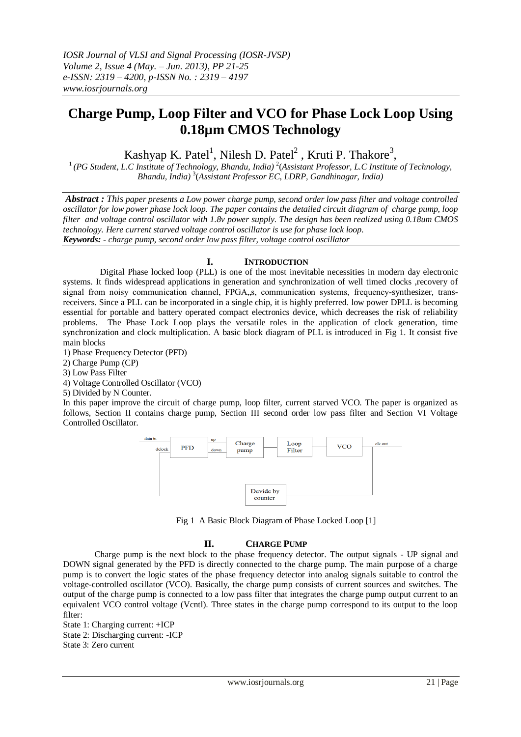# Charge Pump, Loop Filter and VCO for Phase Lock Loop Using 0.18µm CMOS Technology

Kashyap K. Patel[1], Nilesh D. Patel[2] , Kruti P. Thakore[3],

[1] *(PG Student, L.C Institute of Technology, Bhandu, India)* [2]*(Assistant Professor, L.C Institute of Technology, Bhandu, India)* [3]*(Assistant Professor EC, LDRP, Gandhinagar, India)*

***Abstract :*** *This paper presents a Low power charge pump, second order low pass filter and voltage controlled oscillator for low power phase lock loop. The paper contains the detailed circuit diagram of charge pump, loop filter and voltage control oscillator with 1.8v power supply. The design has been realized using 0.18um CMOS technology. Here current starved voltage control oscillator is use for phase lock loop.*

***Keywords: -*** *charge pump, second order low pass filter, voltage control oscillator*

## I. INTRODUCTION

Digital Phase locked loop (PLL) is one of the most inevitable necessities in modern day electronic systems. It finds widespread applications in generation and synchronization of well timed clocks ,recovery of signal from noisy communication channel, FPGA„s, communication systems, frequency-synthesizer, trans-receivers. Since a PLL can be incorporated in a single chip, it is highly preferred. low power DPLL is becoming essential for portable and battery operated compact electronics device, which decreases the risk of reliability problems. The Phase Lock Loop plays the versatile roles in the application of clock generation, time synchronization and clock multiplication. A basic block diagram of PLL is introduced in Fig 1. It consist five main blocks

1) Phase Frequency Detector (PFD)
2) Charge Pump (CP)
3) Low Pass Filter
4) Voltage Controlled Oscillator (VCO)
5) Divided by N Counter.

In this paper improve the circuit of charge pump, loop filter, current starved VCO. The paper is organized as follows, Section II contains charge pump, Section III second order low pass filter and Section VI Voltage Controlled Oscillator.

Fig 1 A Basic Block Diagram of Phase Locked Loop [1]

## II. CHARGE PUMP

Charge pump is the next block to the phase frequency detector. The output signals - UP signal and DOWN signal generated by the PFD is directly connected to the charge pump. The main purpose of a charge pump is to convert the logic states of the phase frequency detector into analog signals suitable to control the voltage-controlled oscillator (VCO). Basically, the charge pump consists of current sources and switches. The output of the charge pump is connected to a low pass filter that integrates the charge pump output current to an equivalent VCO control voltage (Vcntl). Three states in the charge pump correspond to its output to the loop filter:

State 1: Charging current: +ICP
State 2: Discharging current: -ICP
State 3: Zero current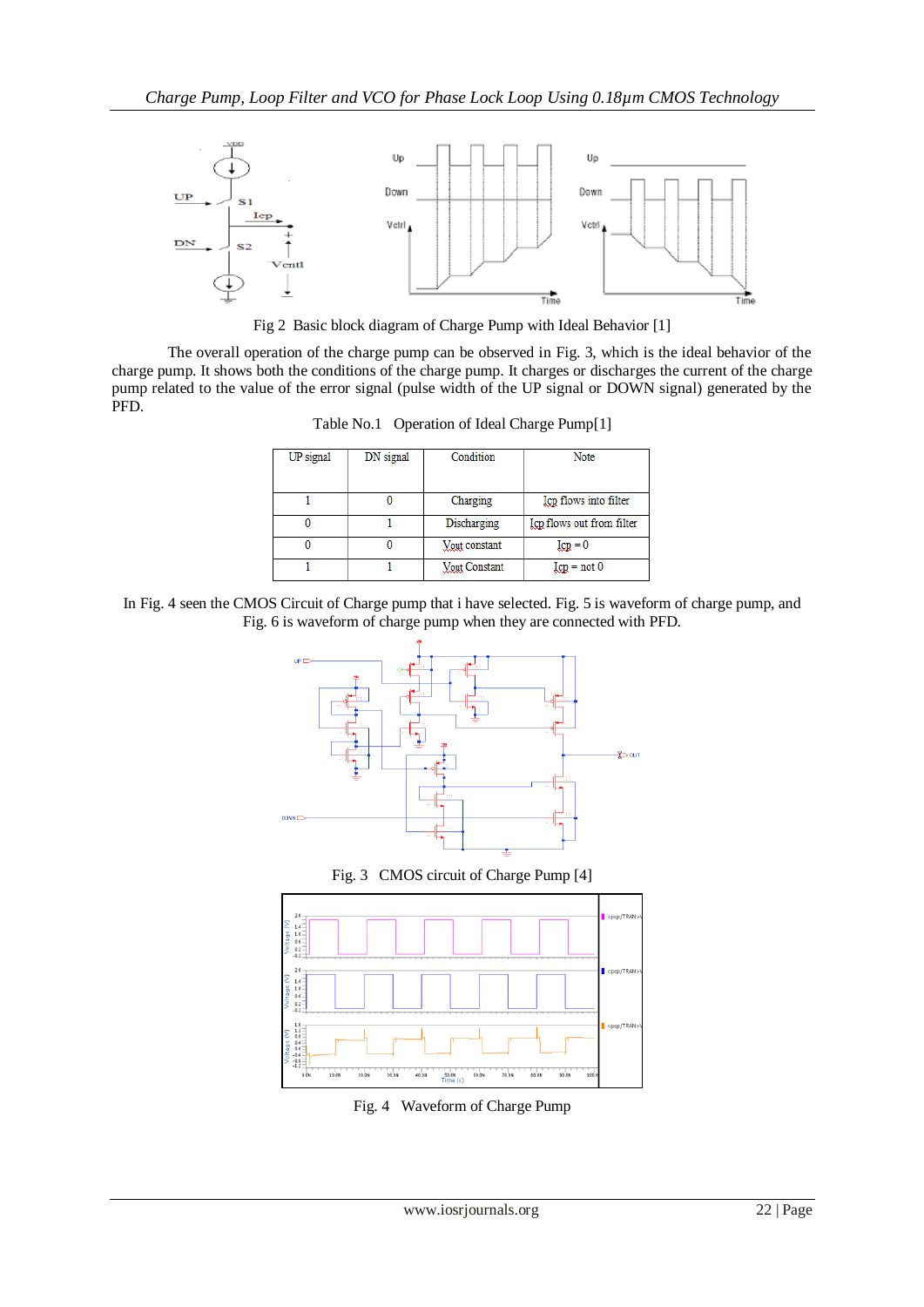Fig 2 Basic block diagram of Charge Pump with Ideal Behavior [1]

The overall operation of the charge pump can be observed in Fig. 3, which is the ideal behavior of the charge pump. It shows both the conditions of the charge pump. It charges or discharges the current of the charge pump related to the value of the error signal (pulse width of the UP signal or DOWN signal) generated by the PFD.

Table No.1 Operation of Ideal Charge Pump[1]

| UP signal | DN signal | Condition | Note |
|---|---|---|---|
| 1 | 0 | Charging | Icp flows into filter |
| 0 | 1 | Discharging | Icp flows out from filter |
| 0 | 0 | Vout constant | Icp = 0 |
| 1 | 1 | Vout Constant | Icp = not 0 |

In Fig. 4 seen the CMOS Circuit of Charge pump that i have selected. Fig. 5 is waveform of charge pump, and Fig. 6 is waveform of charge pump when they are connected with PFD.

Fig. 3 CMOS circuit of Charge Pump [4]

Fig. 4 Waveform of Charge Pump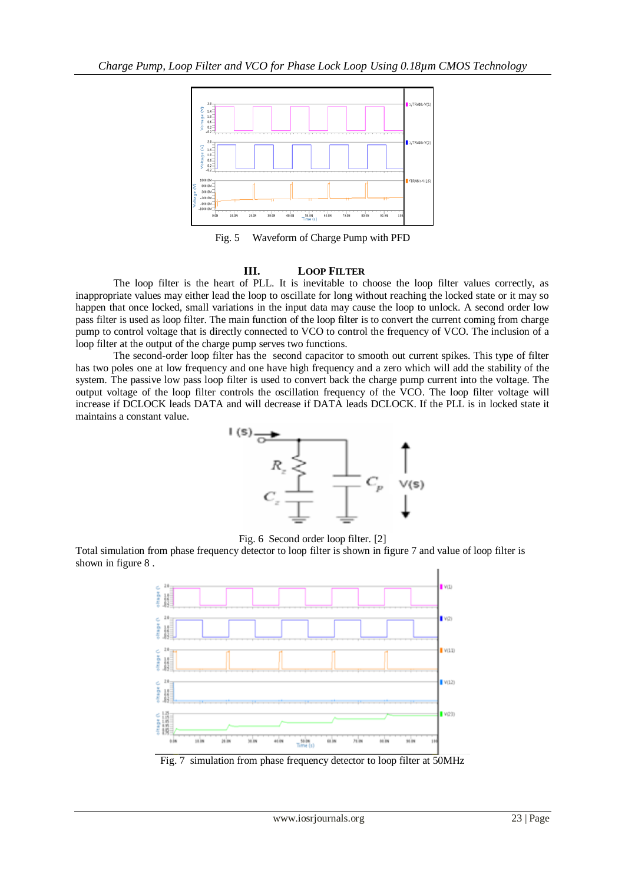Fig. 5 Waveform of Charge Pump with PFD

## III. Loop Filter

The loop filter is the heart of PLL. It is inevitable to choose the loop filter values correctly, as inappropriate values may either lead the loop to oscillate for long without reaching the locked state or it may so happen that once locked, small variations in the input data may cause the loop to unlock. A second order low pass filter is used as loop filter. The main function of the loop filter is to convert the current coming from charge pump to control voltage that is directly connected to VCO to control the frequency of VCO. The inclusion of a loop filter at the output of the charge pump serves two functions.

The second-order loop filter has the second capacitor to smooth out current spikes. This type of filter has two poles one at low frequency and one have high frequency and a zero which will add the stability of the system. The passive low pass filter is used to convert back the charge pump current into the voltage. The output voltage of the loop filter controls the oscillation frequency of the VCO. The loop filter voltage will increase if DCLOCK leads DATA and will decrease if DATA leads DCLOCK. If the PLL is in locked state it maintains a constant value.

Fig. 6 Second order loop filter. [2]

Total simulation from phase frequency detector to loop filter is shown in figure 7 and value of loop filter is shown in figure 8 .

Fig. 7 simulation from phase frequency detector to loop filter at 50MHz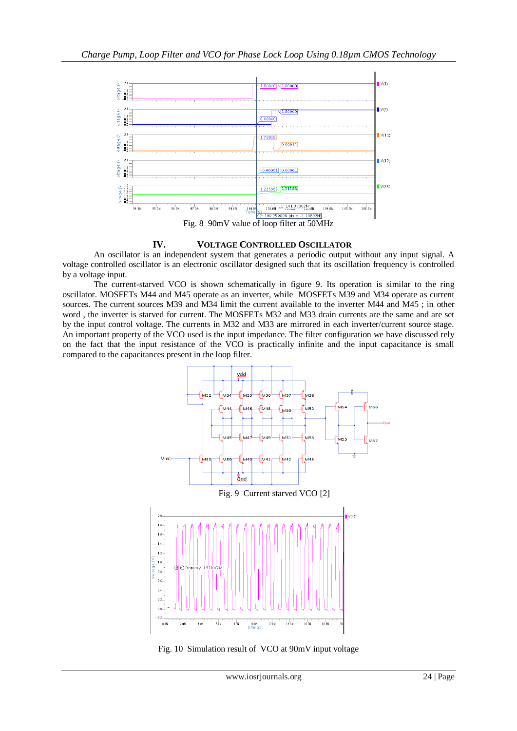Fig. 8 90mV value of loop filter at 50MHz

## IV. VOLTAGE CONTROLLED OSCILLATOR

An oscillator is an independent system that generates a periodic output without any input signal. A voltage controlled oscillator is an electronic oscillator designed such that its oscillation frequency is controlled by a voltage input.

The current-starved VCO is shown schematically in figure 9. Its operation is similar to the ring oscillator. MOSFETs M44 and M45 operate as an inverter, while MOSFETs M39 and M34 operate as current sources. The current sources M39 and M34 limit the current available to the inverter M44 and M45 ; in other word , the inverter is starved for current. The MOSFETs M32 and M33 drain currents are the same and are set by the input control voltage. The currents in M32 and M33 are mirrored in each inverter/current source stage. An important property of the VCO used is the input impedance. The filter configuration we have discussed rely on the fact that the input resistance of the VCO is practically infinite and the input capacitance is small compared to the capacitances present in the loop filter.

Fig. 9 Current starved VCO [2]

Fig. 10 Simulation result of VCO at 90mV input voltage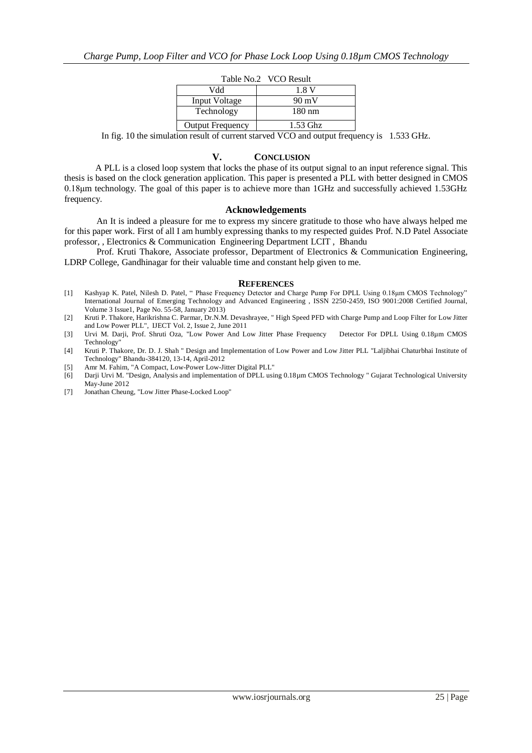Table No.2 VCO Result

| | |
|---|---|
| Vdd | 1.8 V |
| Input Voltage | 90 mV |
| Technology | 180 nm |
| Output Frequency | 1.53 Ghz |

In fig. 10 the simulation result of current starved VCO and output frequency is 1.533 GHz.

## V. Conclusion

A PLL is a closed loop system that locks the phase of its output signal to an input reference signal. This thesis is based on the clock generation application. This paper is presented a PLL with better designed in CMOS 0.18μm technology. The goal of this paper is to achieve more than 1GHz and successfully achieved 1.53GHz frequency.

## Acknowledgements

An It is indeed a pleasure for me to express my sincere gratitude to those who have always helped me for this paper work. First of all I am humbly expressing thanks to my respected guides Prof. N.D Patel Associate professor, , Electronics & Communication Engineering Department LCIT , Bhandu

Prof. Kruti Thakore, Associate professor, Department of Electronics & Communication Engineering, LDRP College, Gandhinagar for their valuable time and constant help given to me.

## References

[1] Kashyap K. Patel, Nilesh D. Patel, " Phase Frequency Detector and Charge Pump For DPLL Using 0.18μm CMOS Technology" International Journal of Emerging Technology and Advanced Engineering , ISSN 2250-2459, ISO 9001:2008 Certified Journal, Volume 3 Issue1, Page No. 55-58, January 2013)

[2] Kruti P. Thakore, Harikrishna C. Parmar, Dr.N.M. Devashrayee, " High Speed PFD with Charge Pump and Loop Filter for Low Jitter and Low Power PLL", IJECT Vol. 2, Issue 2, June 2011

[3] Urvi M. Darji, Prof. Shruti Oza, "Low Power And Low Jitter Phase Frequency Detector For DPLL Using 0.18μm CMOS Technology"

[4] Kruti P. Thakore, Dr. D. J. Shah " Design and Implementation of Low Power and Low Jitter PLL "Laljibhai Chaturbhai Institute of Technology" Bhandu-384120, 13-14, April-2012

[5] Amr M. Fahim, "A Compact, Low-Power Low-Jitter Digital PLL"

[6] Darji Urvi M. "Design, Analysis and implementation of DPLL using 0.18μm CMOS Technology " Gujarat Technological University May-June 2012

[7] Jonathan Cheung, "Low Jitter Phase-Locked Loop"